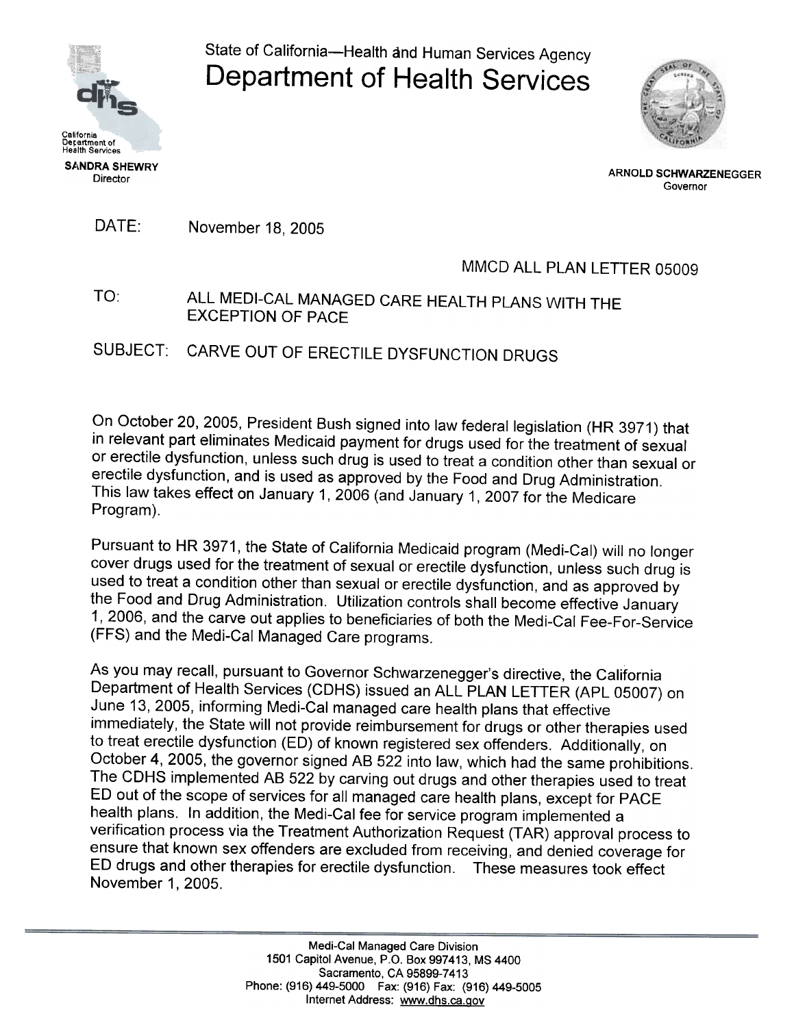State of California—Health and Human Services Agency

# Department of Health Services

California Department of Health Services

**SANDRA SHEWRY**
Director

**ARNOLD SCHWARZENEGGER**
Governor

DATE: November 18, 2005

MMCD ALL PLAN LETTER 05009

TO: ALL MEDI-CAL MANAGED CARE HEALTH PLANS WITH THE EXCEPTION OF PACE

SUBJECT: CARVE OUT OF ERECTILE DYSFUNCTION DRUGS

On October 20, 2005, President Bush signed into law federal legislation (HR 3971) that in relevant part eliminates Medicaid payment for drugs used for the treatment of sexual or erectile dysfunction, unless such drug is used to treat a condition other than sexual or erectile dysfunction, and is used as approved by the Food and Drug Administration. This law takes effect on January 1, 2006 (and January 1, 2007 for the Medicare Program).

Pursuant to HR 3971, the State of California Medicaid program (Medi-Cal) will no longer cover drugs used for the treatment of sexual or erectile dysfunction, unless such drug is used to treat a condition other than sexual or erectile dysfunction, and as approved by the Food and Drug Administration. Utilization controls shall become effective January 1, 2006, and the carve out applies to beneficiaries of both the Medi-Cal Fee-For-Service (FFS) and the Medi-Cal Managed Care programs.

As you may recall, pursuant to Governor Schwarzenegger's directive, the California Department of Health Services (CDHS) issued an ALL PLAN LETTER (APL 05007) on June 13, 2005, informing Medi-Cal managed care health plans that effective immediately, the State will not provide reimbursement for drugs or other therapies used to treat erectile dysfunction (ED) of known registered sex offenders. Additionally, on October 4, 2005, the governor signed AB 522 into law, which had the same prohibitions. The CDHS implemented AB 522 by carving out drugs and other therapies used to treat ED out of the scope of services for all managed care health plans, except for PACE health plans. In addition, the Medi-Cal fee for service program implemented a verification process via the Treatment Authorization Request (TAR) approval process to ensure that known sex offenders are excluded from receiving, and denied coverage for ED drugs and other therapies for erectile dysfunction. These measures took effect November 1, 2005.

Medi-Cal Managed Care Division
1501 Capitol Avenue, P.O. Box 997413, MS 4400
Sacramento, CA 95899-7413
Phone: (916) 449-5000 Fax: (916) Fax: (916) 449-5005
Internet Address: www.dhs.ca.gov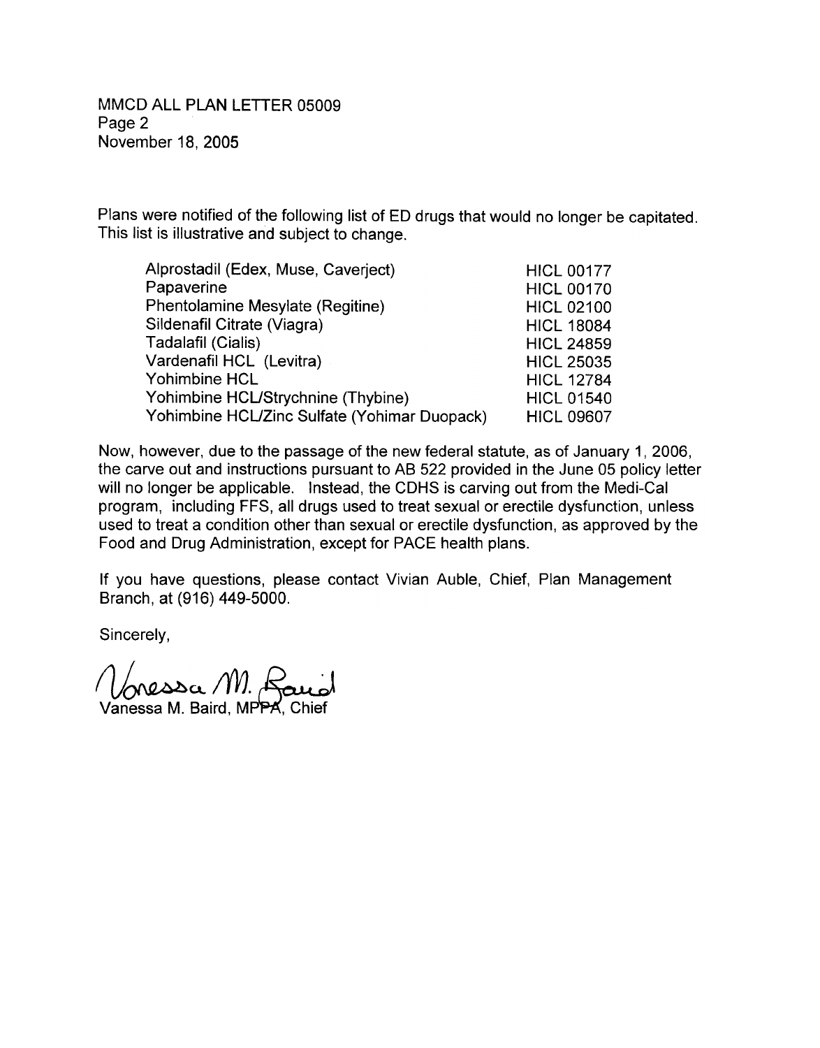Plans were notified of the following list of ED drugs that would no longer be capitated. This list is illustrative and subject to change.

| | |
|---|---|
| Alprostadil (Edex, Muse, Caverject) | HICL 00177 |
| Papaverine | HICL 00170 |
| Phentolamine Mesylate (Regitine) | HICL 02100 |
| Sildenafil Citrate (Viagra) | HICL 18084 |
| Tadalafil (Cialis) | HICL 24859 |
| Vardenafil HCL (Levitra) | HICL 25035 |
| Yohimbine HCL | HICL 12784 |
| Yohimbine HCL/Strychnine (Thybine) | HICL 01540 |
| Yohimbine HCL/Zinc Sulfate (Yohimar Duopack) | HICL 09607 |

Now, however, due to the passage of the new federal statute, as of January 1, 2006, the carve out and instructions pursuant to AB 522 provided in the June 05 policy letter will no longer be applicable. Instead, the CDHS is carving out from the Medi-Cal program, including FFS, all drugs used to treat sexual or erectile dysfunction, unless used to treat a condition other than sexual or erectile dysfunction, as approved by the Food and Drug Administration, except for PACE health plans.

If you have questions, please contact Vivian Auble, Chief, Plan Management Branch, at (916) 449-5000.

Sincerely,

Vanessa M. Baird

Vanessa M. Baird, MPPA, Chief